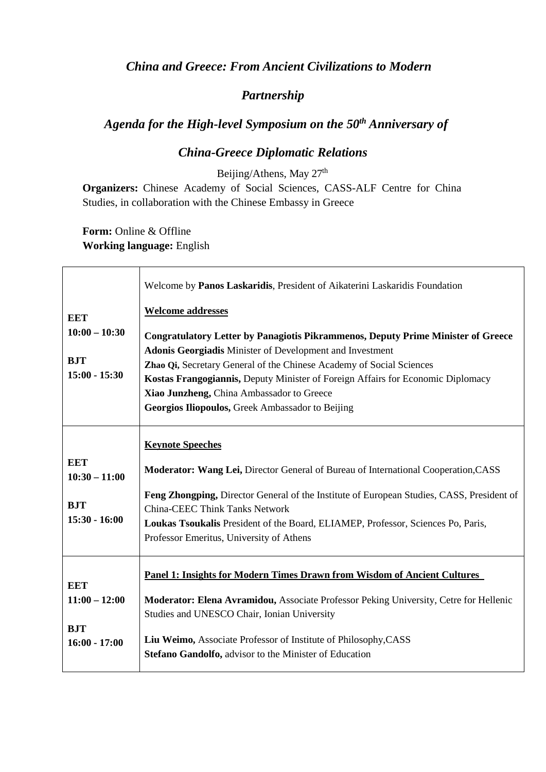# *China and Greece: From Ancient Civilizations to Modern Partnership*

## *Agenda for the High-level Symposium on the 50$^{th}$ Anniversary of China-Greece Diplomatic Relations*

Beijing/Athens, May 27$^{th}$

**Organizers:** Chinese Academy of Social Sciences, CASS-ALF Centre for China Studies, in collaboration with the Chinese Embassy in Greece

**Form:** Online & Offline
**Working language:** English

| Time | Programme |
|---|---|
| **EET 10:00 – 10:30**<br><br>**BJT 15:00 - 15:30** | Welcome by **Panos Laskaridis**, President of Aikaterini Laskaridis Foundation<br><br>**Welcome addresses**<br><br>**Congratulatory Letter by Panagiotis Pikrammenos, Deputy Prime Minister of Greece**<br>**Adonis Georgiadis** Minister of Development and Investment<br>**Zhao Qi,** Secretary General of the Chinese Academy of Social Sciences<br>**Kostas Frangogiannis,** Deputy Minister of Foreign Affairs for Economic Diplomacy<br>**Xiao Junzheng,** China Ambassador to Greece<br>**Georgios Iliopoulos,** Greek Ambassador to Beijing |
| **EET 10:30 – 11:00**<br><br>**BJT 15:30 - 16:00** | **Keynote Speeches**<br><br>**Moderator: Wang Lei,** Director General of Bureau of International Cooperation,CASS<br><br>**Feng Zhongping,** Director General of the Institute of European Studies, CASS, President of China-CEEC Think Tanks Network<br>**Loukas Tsoukalis** President of the Board, ELIAMEP, Professor, Sciences Po, Paris, Professor Emeritus, University of Athens |
| **EET 11:00 – 12:00**<br><br>**BJT 16:00 - 17:00** | **Panel 1: Insights for Modern Times Drawn from Wisdom of Ancient Cultures**<br><br>**Moderator: Elena Avramidou,** Associate Professor Peking University, Cetre for Hellenic Studies and UNESCO Chair, Ionian University<br><br>**Liu Weimo,** Associate Professor of Institute of Philosophy,CASS<br>**Stefano Gandolfo,** advisor to the Minister of Education |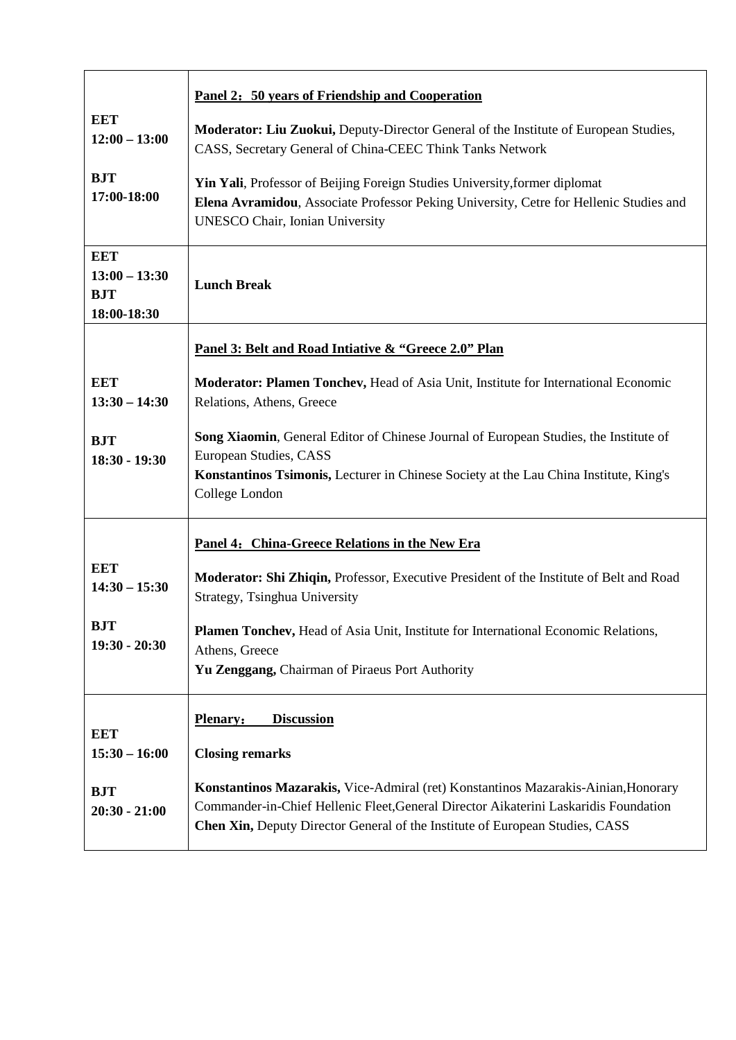| | |
|---|---|
| **EET**<br>**12:00 – 13:00**<br><br>**BJT**<br>**17:00-18:00** | **Panel 2：50 years of Friendship and Cooperation**<br><br>**Moderator: Liu Zuokui,** Deputy-Director General of the Institute of European Studies, CASS, Secretary General of China-CEEC Think Tanks Network<br><br>**Yin Yali**, Professor of Beijing Foreign Studies University,former diplomat<br>**Elena Avramidou**, Associate Professor Peking University, Cetre for Hellenic Studies and UNESCO Chair, Ionian University |
| **EET**<br>**13:00 – 13:30**<br>**BJT**<br>**18:00-18:30** | **Lunch Break** |
| **EET**<br>**13:30 – 14:30**<br><br>**BJT**<br>**18:30 - 19:30** | **Panel 3: Belt and Road Intiative & "Greece 2.0" Plan**<br><br>**Moderator: Plamen Tonchev,** Head of Asia Unit, Institute for International Economic Relations, Athens, Greece<br><br>**Song Xiaomin**, General Editor of Chinese Journal of European Studies, the Institute of European Studies, CASS<br>**Konstantinos Tsimonis,** Lecturer in Chinese Society at the Lau China Institute, King's College London |
| **EET**<br>**14:30 – 15:30**<br><br>**BJT**<br>**19:30 - 20:30** | **Panel 4：China-Greece Relations in the New Era**<br><br>**Moderator: Shi Zhiqin,** Professor, Executive President of the Institute of Belt and Road Strategy, Tsinghua University<br><br>**Plamen Tonchev,** Head of Asia Unit, Institute for International Economic Relations, Athens, Greece<br>**Yu Zenggang,** Chairman of Piraeus Port Authority |
| **EET**<br>**15:30 – 16:00**<br><br>**BJT**<br>**20:30 - 21:00** | **Plenary：　Discussion**<br><br>**Closing remarks**<br><br>**Konstantinos Mazarakis,** Vice-Admiral (ret) Konstantinos Mazarakis-Ainian,Honorary Commander-in-Chief Hellenic Fleet,General Director Aikaterini Laskaridis Foundation<br>**Chen Xin,** Deputy Director General of the Institute of European Studies, CASS |